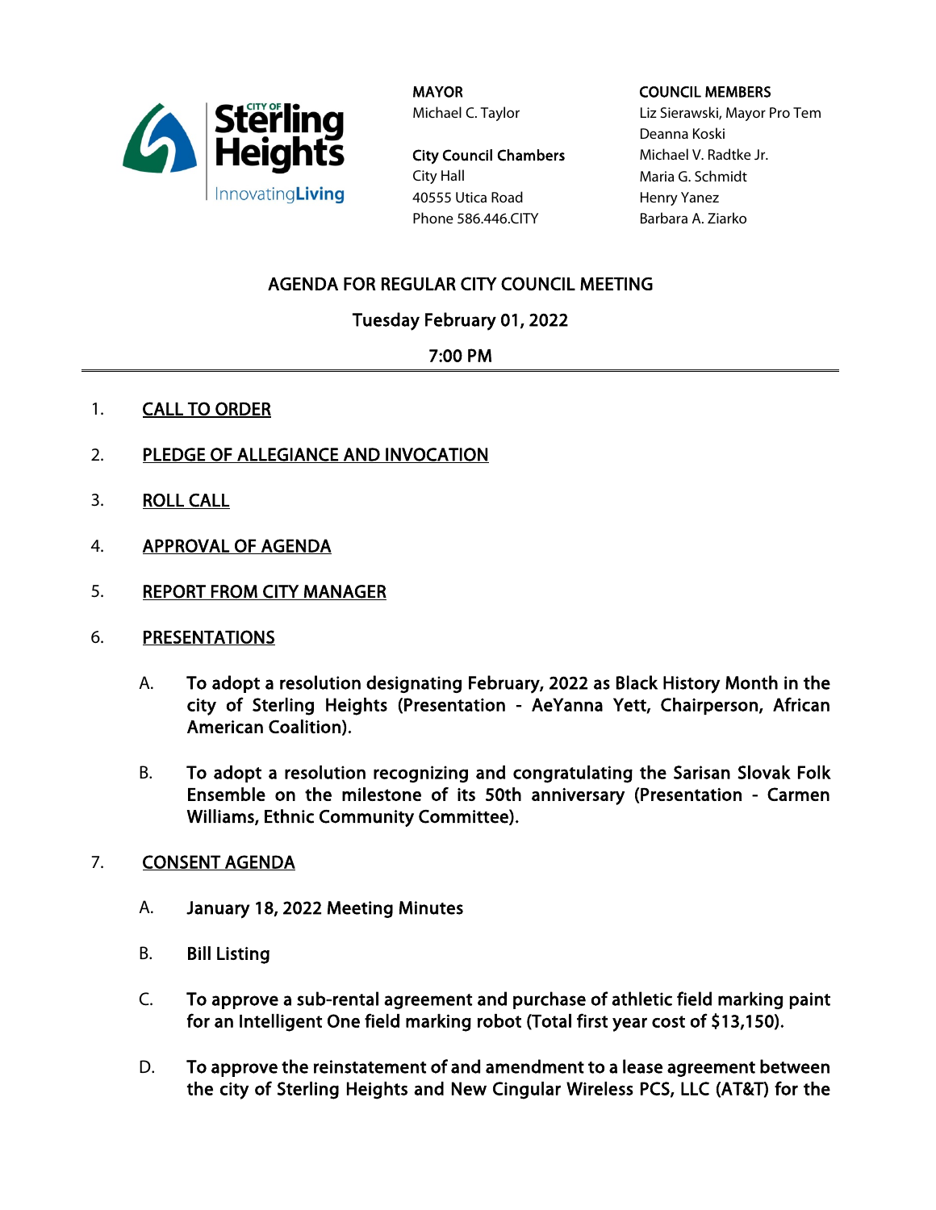**MAYOR**
Michael C. Taylor

**City Council Chambers**
City Hall
40555 Utica Road
Phone 586.446.CITY

**COUNCIL MEMBERS**
Liz Sierawski, Mayor Pro Tem
Deanna Koski
Michael V. Radtke Jr.
Maria G. Schmidt
Henry Yanez
Barbara A. Ziarko

## AGENDA FOR REGULAR CITY COUNCIL MEETING

### Tuesday February 01, 2022

### 7:00 PM

1. CALL TO ORDER

2. PLEDGE OF ALLEGIANCE AND INVOCATION

3. ROLL CALL

4. APPROVAL OF AGENDA

5. REPORT FROM CITY MANAGER

6. PRESENTATIONS

   A. **To adopt a resolution designating February, 2022 as Black History Month in the city of Sterling Heights (Presentation - AeYanna Yett, Chairperson, African American Coalition).**

   B. **To adopt a resolution recognizing and congratulating the Sarisan Slovak Folk Ensemble on the milestone of its 50th anniversary (Presentation - Carmen Williams, Ethnic Community Committee).**

7. CONSENT AGENDA

   A. **January 18, 2022 Meeting Minutes**

   B. **Bill Listing**

   C. **To approve a sub-rental agreement and purchase of athletic field marking paint for an Intelligent One field marking robot (Total first year cost of $13,150).**

   D. **To approve the reinstatement of and amendment to a lease agreement between the city of Sterling Heights and New Cingular Wireless PCS, LLC (AT&T) for the**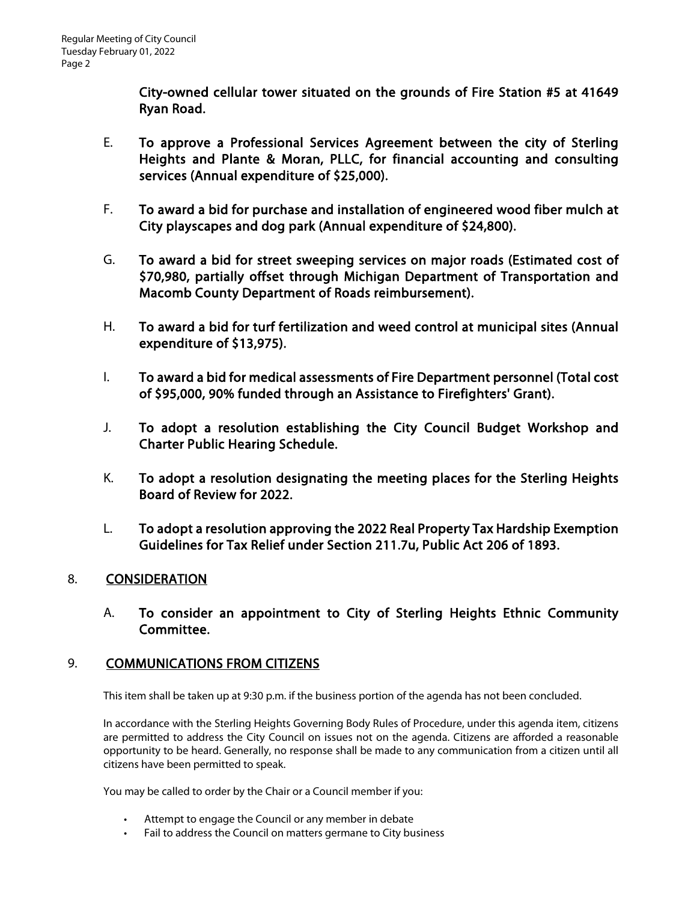**City-owned cellular tower situated on the grounds of Fire Station #5 at 41649 Ryan Road.**

E. **To approve a Professional Services Agreement between the city of Sterling Heights and Plante & Moran, PLLC, for financial accounting and consulting services (Annual expenditure of $25,000).**

F. **To award a bid for purchase and installation of engineered wood fiber mulch at City playscapes and dog park (Annual expenditure of $24,800).**

G. **To award a bid for street sweeping services on major roads (Estimated cost of $70,980, partially offset through Michigan Department of Transportation and Macomb County Department of Roads reimbursement).**

H. **To award a bid for turf fertilization and weed control at municipal sites (Annual expenditure of $13,975).**

I. **To award a bid for medical assessments of Fire Department personnel (Total cost of $95,000, 90% funded through an Assistance to Firefighters' Grant).**

J. **To adopt a resolution establishing the City Council Budget Workshop and Charter Public Hearing Schedule.**

K. **To adopt a resolution designating the meeting places for the Sterling Heights Board of Review for 2022.**

L. **To adopt a resolution approving the 2022 Real Property Tax Hardship Exemption Guidelines for Tax Relief under Section 211.7u, Public Act 206 of 1893.**

## 8. CONSIDERATION

A. **To consider an appointment to City of Sterling Heights Ethnic Community Committee.**

## 9. COMMUNICATIONS FROM CITIZENS

This item shall be taken up at 9:30 p.m. if the business portion of the agenda has not been concluded.

In accordance with the Sterling Heights Governing Body Rules of Procedure, under this agenda item, citizens are permitted to address the City Council on issues not on the agenda. Citizens are afforded a reasonable opportunity to be heard. Generally, no response shall be made to any communication from a citizen until all citizens have been permitted to speak.

You may be called to order by the Chair or a Council member if you:

- Attempt to engage the Council or any member in debate
- Fail to address the Council on matters germane to City business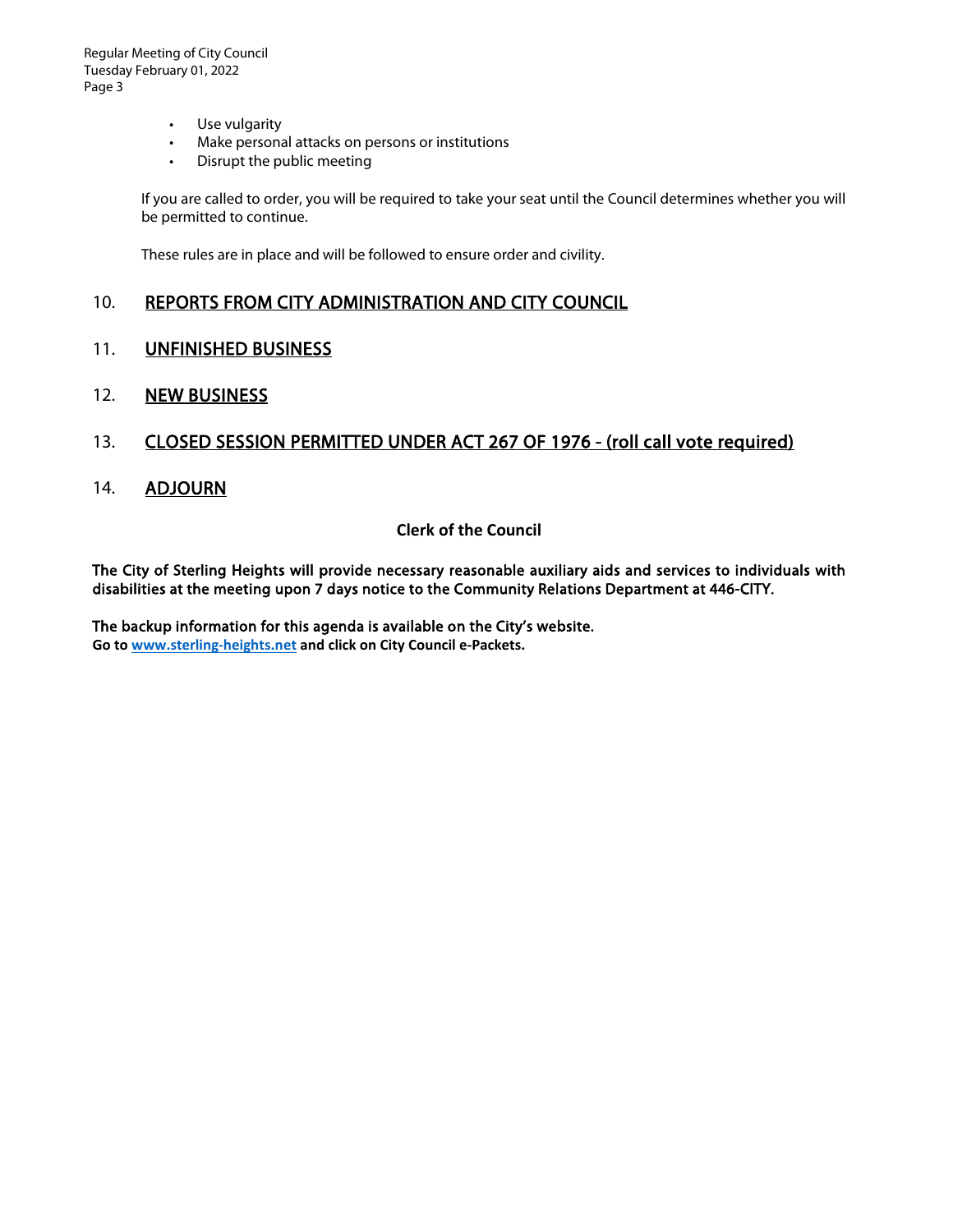- Use vulgarity
- Make personal attacks on persons or institutions
- Disrupt the public meeting

If you are called to order, you will be required to take your seat until the Council determines whether you will be permitted to continue.

These rules are in place and will be followed to ensure order and civility.

## 10. REPORTS FROM CITY ADMINISTRATION AND CITY COUNCIL

## 11. UNFINISHED BUSINESS

## 12. NEW BUSINESS

## 13. CLOSED SESSION PERMITTED UNDER ACT 267 OF 1976 - (roll call vote required)

## 14. ADJOURN

**Clerk of the Council**

**The City of Sterling Heights will provide necessary reasonable auxiliary aids and services to individuals with disabilities at the meeting upon 7 days notice to the Community Relations Department at 446-CITY.**

**The backup information for this agenda is available on the City's website.**
**Go to [www.sterling-heights.net](http://www.sterling-heights.net) and click on City Council e-Packets.**